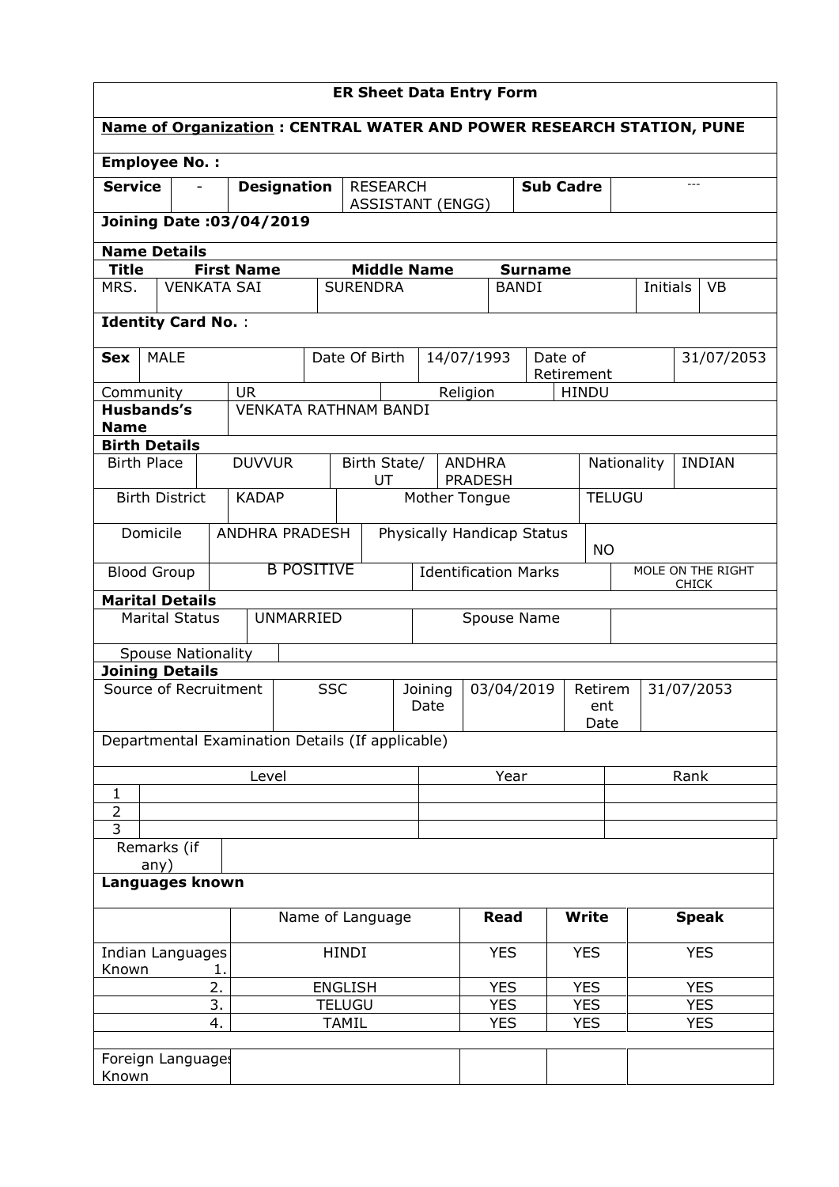# ER Sheet Data Entry Form

**Name of Organization : CENTRAL WATER AND POWER RESEARCH STATION, PUNE**

**Employee No. :**

| **Service** | - | **Designation** | RESEARCH ASSISTANT (ENGG) | **Sub Cadre** | --- |
|---|---|---|---|---|---|

**Joining Date :03/04/2019**

**Name Details**

| **Title** | **First Name** | **Middle Name** | **Surname** | | |
|---|---|---|---|---|---|
| MRS. | VENKATA SAI | SURENDRA | BANDI | Initials | VB |

**Identity Card No.** :

| **Sex** | MALE | Date Of Birth | 14/07/1993 | Date of Retirement | 31/07/2053 |
|---|---|---|---|---|---|

| Community | UR | Religion | HINDU |
|---|---|---|---|

| **Husbands's Name** | VENKATA RATHNAM BANDI |
|---|---|

**Birth Details**

| Birth Place | DUVVUR | Birth State/ UT | ANDHRA PRADESH | Nationality | INDIAN |
|---|---|---|---|---|---|
| Birth District | KADAP | Mother Tongue | TELUGU | | |
| Domicile | ANDHRA PRADESH | Physically Handicap Status | NO | | |
| Blood Group | B POSITIVE | Identification Marks | MOLE ON THE RIGHT CHICK | | |

**Marital Details**

| Marital Status | UNMARRIED | Spouse Name | |
|---|---|---|---|
| Spouse Nationality | | | |

**Joining Details**

| Source of Recruitment | SSC | Joining Date | 03/04/2019 | Retirement Date | 31/07/2053 |
|---|---|---|---|---|---|

Departmental Examination Details (If applicable)

| | Level | Year | Rank |
|---|---|---|---|
| 1 | | | |
| 2 | | | |
| 3 | | | |

| Remarks (if any) | |
|---|---|

**Languages known**

| | Name of Language | **Read** | **Write** | **Speak** |
|---|---|---|---|---|
| Indian Languages Known 1. | HINDI | YES | YES | YES |
| 2. | ENGLISH | YES | YES | YES |
| 3. | TELUGU | YES | YES | YES |
| 4. | TAMIL | YES | YES | YES |
| | | | | |
| Foreign Languages Known | | | | |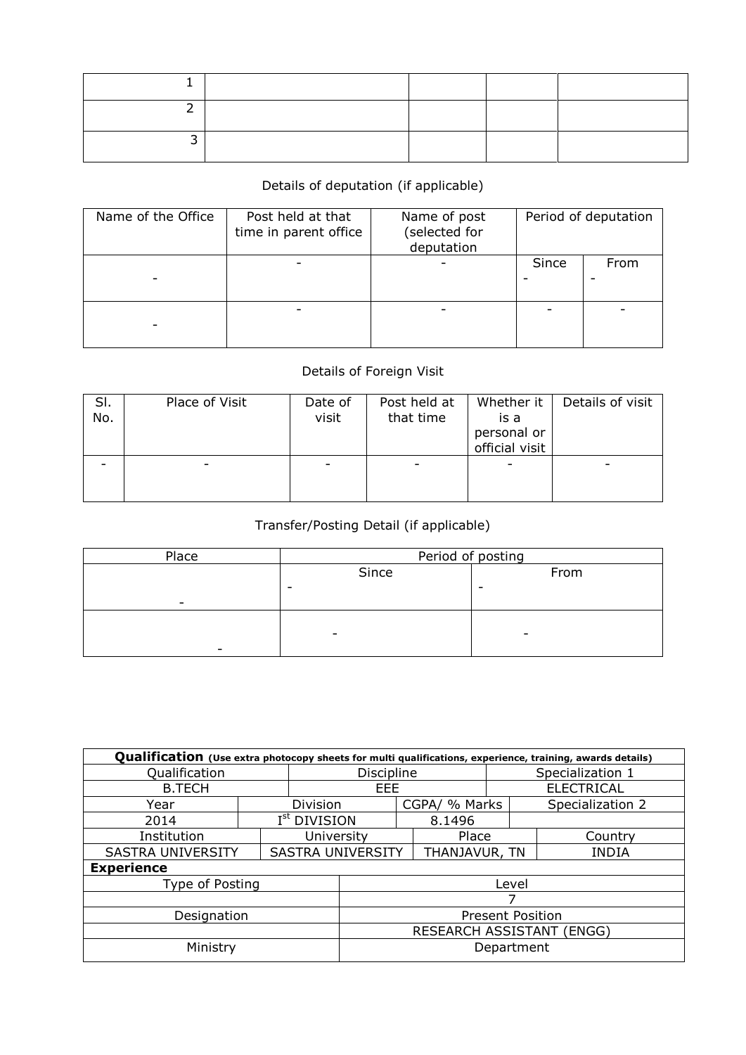| 1 | | | | |
|---|---|---|---|---|
| 2 | | | | |
| 3 | | | | |

Details of deputation (if applicable)

| Name of the Office | Post held at that time in parent office | Name of post (selected for deputation | Period of deputation | |
|---|---|---|---|---|
| | | | Since | From |
| - | - | - | - | - |
| - | - | - | - | - |

Details of Foreign Visit

| Sl. No. | Place of Visit | Date of visit | Post held at that time | Whether it is a personal or official visit | Details of visit |
|---|---|---|---|---|---|
| - | - | - | - | - | - |

Transfer/Posting Detail (if applicable)

| Place | Period of posting | |
|---|---|---|
| | Since | From |
| - | - | - |
| - | - | - |

| **Qualification** (Use extra photocopy sheets for multi qualifications, experience, training, awards details) | | | |
|---|---|---|---|
| Qualification | Discipline | Specialization 1 | |
| B.TECH | EEE | ELECTRICAL | |
| Year | Division | CGPA/ % Marks | Specialization 2 |
| 2014 | I[st] DIVISION | 8.1496 | |
| Institution | University | Place | Country |
| SASTRA UNIVERSITY | SASTRA UNIVERSITY | THANJAVUR, TN | INDIA |
| **Experience** | | | |
| Type of Posting | Level | | |
| | 7 | | |
| Designation | Present Position | | |
| | RESEARCH ASSISTANT (ENGG) | | |
| Ministry | Department | | |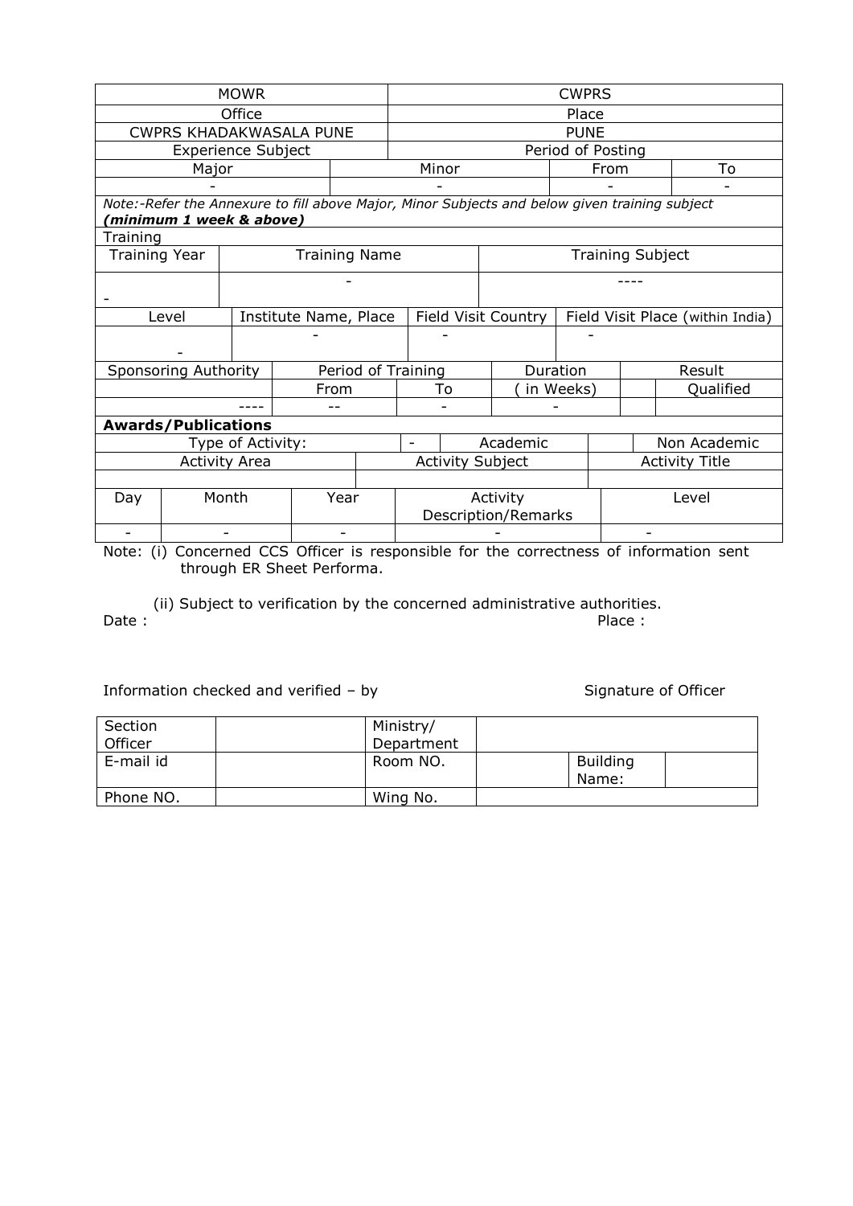| MOWR | CWPRS |
|---|---|
| Office | Place |
| CWPRS KHADAKWASALA PUNE | PUNE |

| Experience Subject | | Period of Posting | |
|---|---|---|---|
| Major | Minor | From | To |
| - | - | - | - |

*Note:-Refer the Annexure to fill above Major, Minor Subjects and below given training subject* ***(minimum 1 week & above)***

Training

| Training Year | Training Name | Training Subject |
|---|---|---|
| - | - | ---- |

| Level | Institute Name, Place | Field Visit Country | Field Visit Place (within India) |
|---|---|---|---|
| - | - | - | - |

| Sponsoring Authority | Period of Training | | Duration | Result |
|---|---|---|---|---|
| | From | To | ( in Weeks) | Qualified |
| ---- | -- | - | - | |

**Awards/Publications**

| Type of Activity: | - | Academic | Non Academic |
|---|---|---|---|

| Activity Area | Activity Subject | Activity Title |
|---|---|---|
| | | |

| Day | Month | Year | Activity Description/Remarks | Level |
|---|---|---|---|---|
| - | - | - | - | - |

Note: (i) Concerned CCS Officer is responsible for the correctness of information sent through ER Sheet Performa.

(ii) Subject to verification by the concerned administrative authorities.

Date : Place :

Information checked and verified – by Signature of Officer

| | | | | | |
|---|---|---|---|---|---|
| Section Officer | | Ministry/ Department | | | |
| E-mail id | | Room NO. | | Building Name: | |
| Phone NO. | | Wing No. | | | |